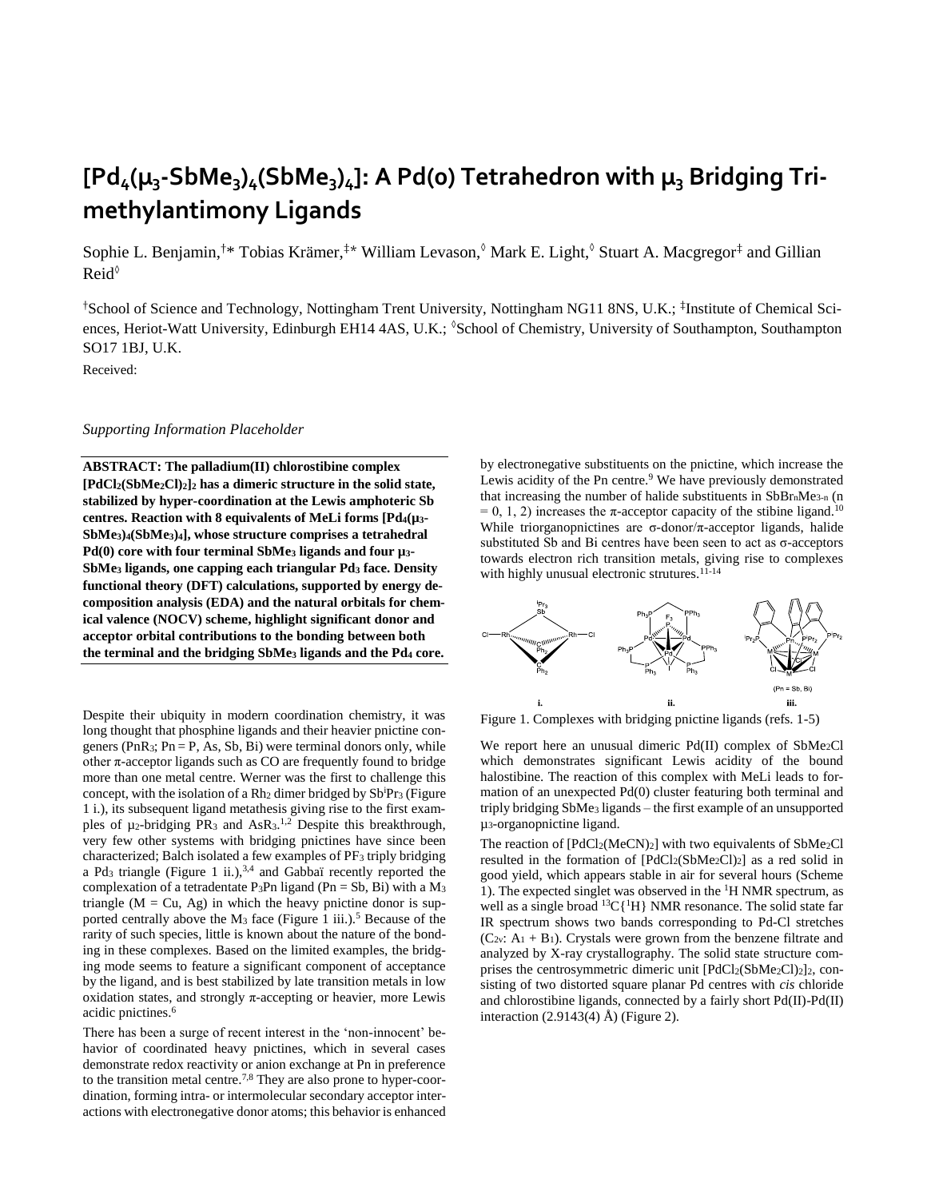# $[Pd_4(\mu_3\text{-}SbMe_3)_4(SbMe_3)_4]$: A Pd(0) Tetrahedron with $\mu_3$ Bridging Trimethylantimony Ligands

Sophie L. Benjamin,[†]* Tobias Krämer,[‡]* William Levason,[◊] Mark E. Light,[◊] Stuart A. Macgregor[‡] and Gillian Reid[◊]

[†]School of Science and Technology, Nottingham Trent University, Nottingham NG11 8NS, U.K.; [‡]Institute of Chemical Sciences, Heriot-Watt University, Edinburgh EH14 4AS, U.K.; [◊]School of Chemistry, University of Southampton, Southampton SO17 1BJ, U.K.

Received:

*Supporting Information Placeholder*

**ABSTRACT: The palladium(II) chlorostibine complex $[PdCl_2(SbMe_2Cl)_2]_2$ has a dimeric structure in the solid state, stabilized by hyper-coordination at the Lewis amphoteric Sb centres. Reaction with 8 equivalents of MeLi forms $[Pd_4(\mu_3\text{-}SbMe_3)_4(SbMe_3)_4]$, whose structure comprises a tetrahedral Pd(0) core with four terminal $SbMe_3$ ligands and four $\mu_3$-$SbMe_3$ ligands, one capping each triangular $Pd_3$ face. Density functional theory (DFT) calculations, supported by energy decomposition analysis (EDA) and the natural orbitals for chemical valence (NOCV) scheme, highlight significant donor and acceptor orbital contributions to the bonding between both the terminal and the bridging $SbMe_3$ ligands and the $Pd_4$ core.**

Despite their ubiquity in modern coordination chemistry, it was long thought that phosphine ligands and their heavier pnictine congeners ($PnR_3$; Pn = P, As, Sb, Bi) were terminal donors only, while other π-acceptor ligands such as CO are frequently found to bridge more than one metal centre. Werner was the first to challenge this concept, with the isolation of a $Rh_2$ dimer bridged by $Sb^iPr_3$ (Figure 1 i.), its subsequent ligand metathesis giving rise to the first examples of $\mu_2$-bridging $PR_3$ and $AsR_3$.[1,2] Despite this breakthrough, very few other systems with bridging pnictines have since been characterized; Balch isolated a few examples of $PF_3$ triply bridging a $Pd_3$ triangle (Figure 1 ii.),[3,4] and Gabbaï recently reported the complexation of a tetradentate $P_3Pn$ ligand (Pn = Sb, Bi) with a $M_3$ triangle (M = Cu, Ag) in which the heavy pnictine donor is supported centrally above the $M_3$ face (Figure 1 iii.).[5] Because of the rarity of such species, little is known about the nature of the bonding in these complexes. Based on the limited examples, the bridging mode seems to feature a significant component of acceptance by the ligand, and is best stabilized by late transition metals in low oxidation states, and strongly π-accepting or heavier, more Lewis acidic pnictines.[6]

There has been a surge of recent interest in the 'non-innocent' behavior of coordinated heavy pnictines, which in several cases demonstrate redox reactivity or anion exchange at Pn in preference to the transition metal centre.[7,8] They are also prone to hyper-coordination, forming intra- or intermolecular secondary acceptor interactions with electronegative donor atoms; this behavior is enhanced by electronegative substituents on the pnictine, which increase the Lewis acidity of the Pn centre.[9] We have previously demonstrated that increasing the number of halide substituents in $SbBr_nMe_{3-n}$ (n = 0, 1, 2) increases the π-acceptor capacity of the stibine ligand.[10] While triorganopnictines are σ-donor/π-acceptor ligands, halide substituted Sb and Bi centres have been seen to act as σ-acceptors towards electron rich transition metals, giving rise to complexes with highly unusual electronic strutures.[11-14]

Figure 1. Complexes with bridging pnictine ligands (refs. 1-5)

We report here an unusual dimeric Pd(II) complex of $SbMe_2Cl$ which demonstrates significant Lewis acidity of the bound halostibine. The reaction of this complex with MeLi leads to formation of an unexpected Pd(0) cluster featuring both terminal and triply bridging $SbMe_3$ ligands – the first example of an unsupported $\mu_3$-organopnictine ligand.

The reaction of $[PdCl_2(MeCN)_2]$ with two equivalents of $SbMe_2Cl$ resulted in the formation of $[PdCl_2(SbMe_2Cl)_2]$ as a red solid in good yield, which appears stable in air for several hours (Scheme 1). The expected singlet was observed in the $^1H$ NMR spectrum, as well as a single broad $^{13}C\{^1H\}$ NMR resonance. The solid state far IR spectrum shows two bands corresponding to Pd-Cl stretches ($C_{2v}$: $A_1 + B_1$). Crystals were grown from the benzene filtrate and analyzed by X-ray crystallography. The solid state structure comprises the centrosymmetric dimeric unit $[PdCl_2(SbMe_2Cl)_2]_2$, consisting of two distorted square planar Pd centres with *cis* chloride and chlorostibine ligands, connected by a fairly short Pd(II)-Pd(II) interaction (2.9143(4) Å) (Figure 2).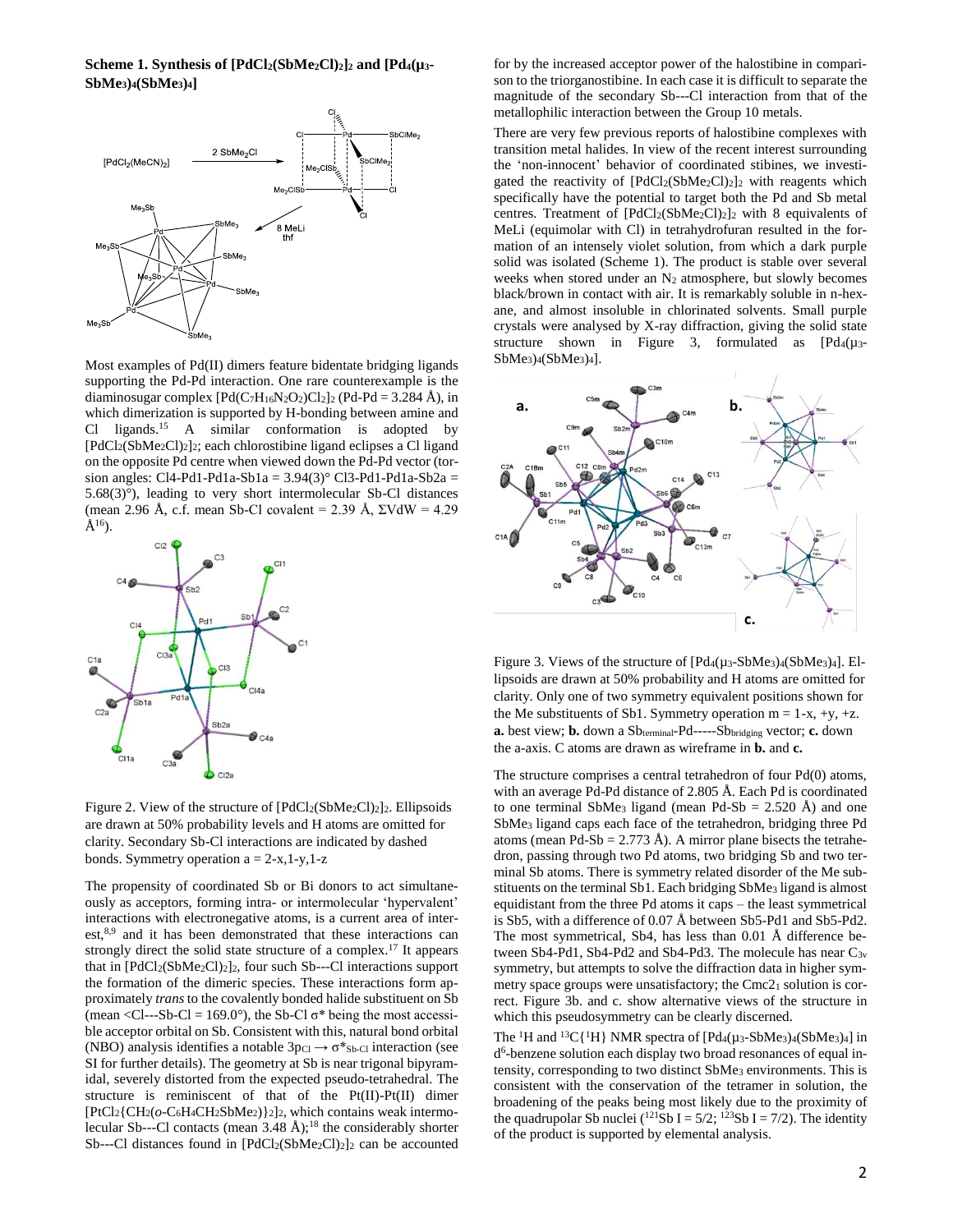**Scheme 1. Synthesis of $[PdCl_2(SbMe_2Cl)_2]_2$ and $[Pd_4(\mu_3\text{-}SbMe_3)_4(SbMe_3)_4]$**

Most examples of Pd(II) dimers feature bidentate bridging ligands supporting the Pd-Pd interaction. One rare counterexample is the diaminosugar complex $[Pd(C_7H_{16}N_2O_2)Cl_2]_2$ (Pd-Pd = 3.284 Å), in which dimerization is supported by H-bonding between amine and Cl ligands.[15] A similar conformation is adopted by $[PdCl_2(SbMe_2Cl)_2]_2$; each chlorostibine ligand eclipses a Cl ligand on the opposite Pd centre when viewed down the Pd-Pd vector (torsion angles: Cl4-Pd1-Pd1a-Sb1a = 3.94(3)° Cl3-Pd1-Pd1a-Sb2a = 5.68(3)°), leading to very short intermolecular Sb-Cl distances (mean 2.96 Å, c.f. mean Sb-Cl covalent = 2.39 Å, ΣVdW = 4.29 Å[16]).

Figure 2. View of the structure of $[PdCl_2(SbMe_2Cl)_2]_2$. Ellipsoids are drawn at 50% probability levels and H atoms are omitted for clarity. Secondary Sb-Cl interactions are indicated by dashed bonds. Symmetry operation a = 2-x,1-y,1-z

The propensity of coordinated Sb or Bi donors to act simultaneously as acceptors, forming intra- or intermolecular 'hypervalent' interactions with electronegative atoms, is a current area of interest,[8,9] and it has been demonstrated that these interactions can strongly direct the solid state structure of a complex.[17] It appears that in $[PdCl_2(SbMe_2Cl)_2]_2$, four such Sb---Cl interactions support the formation of the dimeric species. These interactions form approximately *trans* to the covalently bonded halide substituent on Sb (mean <Cl---Sb-Cl = 169.0°), the Sb-Cl σ* being the most accessible acceptor orbital on Sb. Consistent with this, natural bond orbital (NBO) analysis identifies a notable $3p_{Cl} \rightarrow \sigma^*_{Sb\text{-}Cl}$ interaction (see SI for further details). The geometry at Sb is near trigonal bipyramidal, severely distorted from the expected pseudo-tetrahedral. The structure is reminiscent of that of the Pt(II)-Pt(II) dimer $[PtCl_2\{CH_2(o\text{-}C_6H_4CH_2SbMe_2)\}_2]_2$, which contains weak intermolecular Sb---Cl contacts (mean 3.48 Å);[18] the considerably shorter Sb---Cl distances found in $[PdCl_2(SbMe_2Cl)_2]_2$ can be accounted for by the increased acceptor power of the halostibine in comparison to the triorganostibine. In each case it is difficult to separate the magnitude of the secondary Sb---Cl interaction from that of the metallophilic interaction between the Group 10 metals.

There are very few previous reports of halostibine complexes with transition metal halides. In view of the recent interest surrounding the 'non-innocent' behavior of coordinated stibines, we investigated the reactivity of $[PdCl_2(SbMe_2Cl)_2]_2$ with reagents which specifically have the potential to target both the Pd and Sb metal centres. Treatment of $[PdCl_2(SbMe_2Cl)_2]_2$ with 8 equivalents of MeLi (equimolar with Cl) in tetrahydrofuran resulted in the formation of an intensely violet solution, from which a dark purple solid was isolated (Scheme 1). The product is stable over several weeks when stored under an $N_2$ atmosphere, but slowly becomes black/brown in contact with air. It is remarkably soluble in n-hexane, and almost insoluble in chlorinated solvents. Small purple crystals were analysed by X-ray diffraction, giving the solid state structure shown in Figure 3, formulated as $[Pd_4(\mu_3\text{-}SbMe_3)_4(SbMe_3)_4]$.

Figure 3. Views of the structure of $[Pd_4(\mu_3\text{-}SbMe_3)_4(SbMe_3)_4]$. Ellipsoids are drawn at 50% probability and H atoms are omitted for clarity. Only one of two symmetry equivalent positions shown for the Me substituents of Sb1. Symmetry operation m = 1-x, +y, +z. **a.** best view; **b.** down a $Sb_{terminal}$-Pd-----$Sb_{bridging}$ vector; **c.** down the a-axis. C atoms are drawn as wireframe in **b.** and **c.**

The structure comprises a central tetrahedron of four Pd(0) atoms, with an average Pd-Pd distance of 2.805 Å. Each Pd is coordinated to one terminal $SbMe_3$ ligand (mean Pd-Sb = 2.520 Å) and one $SbMe_3$ ligand caps each face of the tetrahedron, bridging three Pd atoms (mean Pd-Sb = 2.773 Å). A mirror plane bisects the tetrahedron, passing through two Pd atoms, two bridging Sb and two terminal Sb atoms. There is symmetry related disorder of the Me substituents on the terminal Sb1. Each bridging $SbMe_3$ ligand is almost equidistant from the three Pd atoms it caps – the least symmetrical is Sb5, with a difference of 0.07 Å between Sb5-Pd1 and Sb5-Pd2. The most symmetrical, Sb4, has less than 0.01 Å difference between Sb4-Pd1, Sb4-Pd2 and Sb4-Pd3. The molecule has near $C_{3v}$ symmetry, but attempts to solve the diffraction data in higher symmetry space groups were unsatisfactory; the $Cmc2_1$ solution is correct. Figure 3b. and c. show alternative views of the structure in which this pseudosymmetry can be clearly discerned.

The $^1H$ and $^{13}C\{^1H\}$ NMR spectra of $[Pd_4(\mu_3\text{-}SbMe_3)_4(SbMe_3)_4]$ in $d^6$-benzene solution each display two broad resonances of equal intensity, corresponding to two distinct $SbMe_3$ environments. This is consistent with the conservation of the tetramer in solution, the broadening of the peaks being most likely due to the proximity of the quadrupolar Sb nuclei ($^{121}$Sb I = 5/2; $^{123}$Sb I = 7/2). The identity of the product is supported by elemental analysis.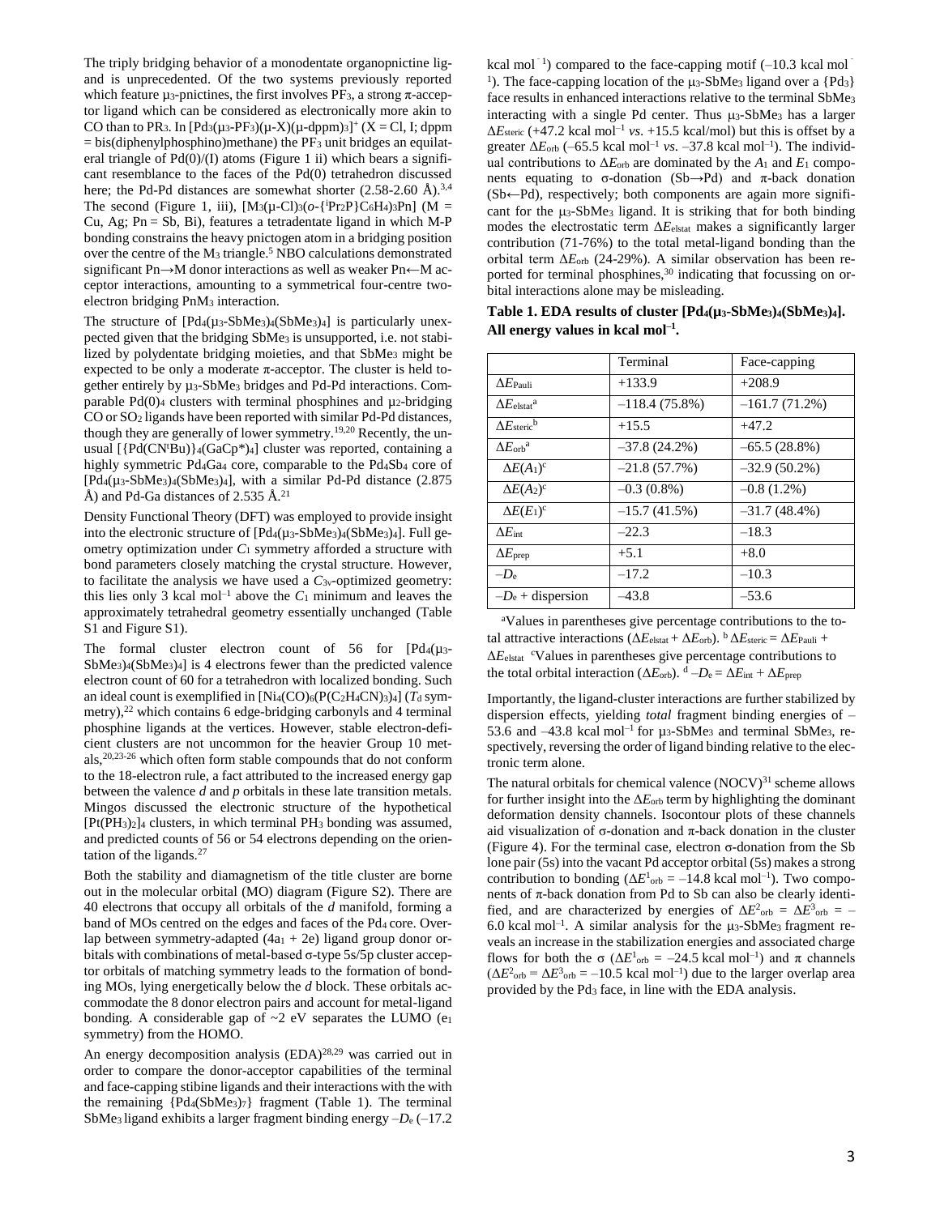The triply bridging behavior of a monodentate organopnictine ligand is unprecedented. Of the two systems previously reported which feature μ$_3$-pnictines, the first involves $PF_3$, a strong π-acceptor ligand which can be considered as electronically more akin to CO than to $PR_3$. In $[Pd_3(\mu_3\text{-}PF_3)(\mu\text{-}X)(\mu\text{-dppm})_3]^+$ (X = Cl, I; dppm = bis(diphenylphosphino)methane) the $PF_3$ unit bridges an equilateral triangle of Pd(0)/(I) atoms (Figure 1 ii) which bears a significant resemblance to the faces of the Pd(0) tetrahedron discussed here; the Pd-Pd distances are somewhat shorter (2.58-2.60 Å).[3,4] The second (Figure 1, iii), $[M_3(\mu\text{-Cl})_3(o\text{-}\{^iPr_2P\}C_6H_4)_3Pn]$ (M = Cu, Ag; Pn = Sb, Bi), features a tetradentate ligand in which M-P bonding constrains the heavy pnictogen atom in a bridging position over the centre of the $M_3$ triangle.[5] NBO calculations demonstrated significant Pn→M donor interactions as well as weaker Pn←M acceptor interactions, amounting to a symmetrical four-centre two-electron bridging $PnM_3$ interaction.

The structure of $[Pd_4(\mu_3\text{-}SbMe_3)_4(SbMe_3)_4]$ is particularly unexpected given that the bridging $SbMe_3$ is unsupported, i.e. not stabilized by polydentate bridging moieties, and that $SbMe_3$ might be expected to be only a moderate π-acceptor. The cluster is held together entirely by μ$_3$-$SbMe_3$ bridges and Pd-Pd interactions. Comparable $Pd(0)_4$ clusters with terminal phosphines and μ$_2$-bridging CO or $SO_2$ ligands have been reported with similar Pd-Pd distances, though they are generally of lower symmetry.[19,20] Recently, the unusual $[\{Pd(CN^tBu)\}_4(GaCp^*)_4]$ cluster was reported, containing a highly symmetric $Pd_4Ga_4$ core, comparable to the $Pd_4Sb_4$ core of $[Pd_4(\mu_3\text{-}SbMe_3)_4(SbMe_3)_4]$, with a similar Pd-Pd distance (2.875 Å) and Pd-Ga distances of 2.535 Å.[21]

Density Functional Theory (DFT) was employed to provide insight into the electronic structure of $[Pd_4(\mu_3\text{-}SbMe_3)_4(SbMe_3)_4]$. Full geometry optimization under $C_1$ symmetry afforded a structure with bond parameters closely matching the crystal structure. However, to facilitate the analysis we have used a $C_{3v}$-optimized geometry: this lies only 3 kcal mol$^{-1}$ above the $C_1$ minimum and leaves the approximately tetrahedral geometry essentially unchanged (Table S1 and Figure S1).

The formal cluster electron count of 56 for $[Pd_4(\mu_3\text{-}SbMe_3)_4(SbMe_3)_4]$ is 4 electrons fewer than the predicted valence electron count of 60 for a tetrahedron with localized bonding. Such an ideal count is exemplified in $[Ni_4(CO)_6(P(C_2H_4CN)_3)_4]$ ($T_d$ symmetry),[22] which contains 6 edge-bridging carbonyls and 4 terminal phosphine ligands at the vertices. However, stable electron-deficient clusters are not uncommon for the heavier Group 10 metals,[20,23-26] which often form stable compounds that do not conform to the 18-electron rule, a fact attributed to the increased energy gap between the valence *d* and *p* orbitals in these late transition metals. Mingos discussed the electronic structure of the hypothetical $[Pt(PH_3)_2]_4$ clusters, in which terminal $PH_3$ bonding was assumed, and predicted counts of 56 or 54 electrons depending on the orientation of the ligands.[27]

Both the stability and diamagnetism of the title cluster are borne out in the molecular orbital (MO) diagram (Figure S2). There are 40 electrons that occupy all orbitals of the *d* manifold, forming a band of MOs centred on the edges and faces of the $Pd_4$ core. Overlap between symmetry-adapted ($4a_1$ + 2e) ligand group donor orbitals with combinations of metal-based σ-type 5s/5p cluster acceptor orbitals of matching symmetry leads to the formation of bonding MOs, lying energetically below the *d* block. These orbitals accommodate the 8 donor electron pairs and account for metal-ligand bonding. A considerable gap of ~2 eV separates the LUMO ($e_1$ symmetry) from the HOMO.

An energy decomposition analysis (EDA)[28,29] was carried out in order to compare the donor-acceptor capabilities of the terminal and face-capping stibine ligands and their interactions with the with the remaining $\{Pd_4(SbMe_3)_7\}$ fragment (Table 1). The terminal $SbMe_3$ ligand exhibits a larger fragment binding energy $-D_e$ (–17.2 kcal mol$^{-1}$) compared to the face-capping motif (–10.3 kcal mol$^{-1}$). The face-capping location of the μ$_3$-$SbMe_3$ ligand over a $\{Pd_3\}$ face results in enhanced interactions relative to the terminal $SbMe_3$ interacting with a single Pd center. Thus μ$_3$-$SbMe_3$ has a larger $\Delta E_{steric}$ (+47.2 kcal mol$^{-1}$ *vs*. +15.5 kcal/mol) but this is offset by a greater $\Delta E_{orb}$ (–65.5 kcal mol$^{-1}$ *vs*. –37.8 kcal mol$^{-1}$). The individual contributions to $\Delta E_{orb}$ are dominated by the $A_1$ and $E_1$ components equating to σ-donation (Sb→Pd) and π-back donation (Sb←Pd), respectively; both components are again more significant for the μ$_3$-$SbMe_3$ ligand. It is striking that for both binding modes the electrostatic term $\Delta E_{elstat}$ makes a significantly larger contribution (71-76%) to the total metal-ligand bonding than the orbital term $\Delta E_{orb}$ (24-29%). A similar observation has been reported for terminal phosphines,[30] indicating that focussing on orbital interactions alone may be misleading.

**Table 1. EDA results of cluster $[Pd_4(\mu_3\text{-}SbMe_3)_4(SbMe_3)_4]$. All energy values in kcal mol$^{-1}$.**

| | Terminal | Face-capping |
|---|---|---|
| $\Delta E_{Pauli}$ | +133.9 | +208.9 |
| $\Delta E_{elstat}$ [a] | –118.4 (75.8%) | –161.7 (71.2%) |
| $\Delta E_{steric}$ [b] | +15.5 | +47.2 |
| $\Delta E_{orb}$ [a] | –37.8 (24.2%) | –65.5 (28.8%) |
| $\Delta E(A_1)$ [c] | –21.8 (57.7%) | –32.9 (50.2%) |
| $\Delta E(A_2)$ [c] | –0.3 (0.8%) | –0.8 (1.2%) |
| $\Delta E(E_1)$ [c] | –15.7 (41.5%) | –31.7 (48.4%) |
| $\Delta E_{int}$ | –22.3 | –18.3 |
| $\Delta E_{prep}$ | +5.1 | +8.0 |
| $-D_e$ | –17.2 | –10.3 |
| $-D_e$ + dispersion | –43.8 | –53.6 |

[a]Values in parentheses give percentage contributions to the total attractive interactions ($\Delta E_{elstat} + \Delta E_{orb}$). [b] $\Delta E_{steric} = \Delta E_{Pauli} + \Delta E_{elstat}$ [c]Values in parentheses give percentage contributions to the total orbital interaction ($\Delta E_{orb}$). [d] $-D_e = \Delta E_{int} + \Delta E_{prep}$

Importantly, the ligand-cluster interactions are further stabilized by dispersion effects, yielding *total* fragment binding energies of –53.6 and –43.8 kcal mol$^{-1}$ for μ$_3$-$SbMe_3$ and terminal $SbMe_3$, respectively, reversing the order of ligand binding relative to the electronic term alone.

The natural orbitals for chemical valence (NOCV)[31] scheme allows for further insight into the $\Delta E_{orb}$ term by highlighting the dominant deformation density channels. Isocontour plots of these channels aid visualization of σ-donation and π-back donation in the cluster (Figure 4). For the terminal case, electron σ-donation from the Sb lone pair (5s) into the vacant Pd acceptor orbital (5s) makes a strong contribution to bonding ($\Delta E^1_{orb}$ = –14.8 kcal mol$^{-1}$). Two components of π-back donation from Pd to Sb can also be clearly identified, and are characterized by energies of $\Delta E^2_{orb} = \Delta E^3_{orb}$ = –6.0 kcal mol$^{-1}$. A similar analysis for the μ$_3$-$SbMe_3$ fragment reveals an increase in the stabilization energies and associated charge flows for both the σ ($\Delta E^1_{orb}$ = –24.5 kcal mol$^{-1}$) and π channels ($\Delta E^2_{orb} = \Delta E^3_{orb}$ = –10.5 kcal mol$^{-1}$) due to the larger overlap area provided by the $Pd_3$ face, in line with the EDA analysis.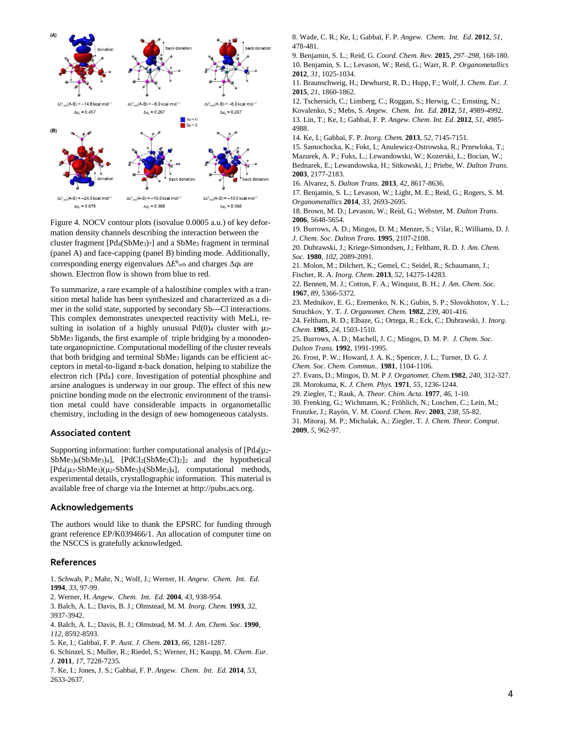Figure 4. NOCV contour plots (isovalue 0.0005 a.u.) of key deformation density channels describing the interaction between the cluster fragment $[Pd_4(SbMe_3)_7]$ and a $SbMe_3$ fragment in terminal (panel A) and face-capping (panel B) binding mode. Additionally, corresponding energy eigenvalues $\Delta E^k_{orb}$ and charges $\Delta q_k$ are shown. Electron flow is shown from blue to red.

To summarize, a rare example of a halostibine complex with a transition metal halide has been synthesized and characterized as a dimer in the solid state, supported by secondary Sb---Cl interactions. This complex demonstrates unexpected reactivity with MeLi, resulting in isolation of a highly unusual $Pd(0)_4$ cluster with $\mu_3$-$SbMe_3$ ligands, the first example of triple bridging by a monodentate organopnictine. Computational modelling of the cluster reveals that both bridging and terminal $SbMe_3$ ligands can be efficient acceptors in metal-to-ligand π-back donation, helping to stabilize the electron rich {Pd₄} core. Investigation of potential phosphine and arsine analogues is underway in our group. The effect of this new pnictine bonding mode on the electronic environment of the transition metal could have considerable impacts in organometallic chemistry, including in the design of new homogeneous catalysts.

## Associated content

Supporting information: further computational analysis of $[Pd_4(\mu_2\text{-}SbMe_3)_6(SbMe_3)_4]$, $[PdCl_2(SbMe_2Cl)_2]_2$ and the hypothetical $[Pd_4(\mu_3\text{-}SbMe_3)(\mu_2\text{-}SbMe_3)_3(SbMe_3)_4]$, computational methods, experimental details, crystallographic information. This material is available free of charge via the Internet at http://pubs.acs.org.

## Acknowledgements

The authors would like to thank the EPSRC for funding through grant reference EP/K039466/1. An allocation of computer time on the NSCCS is gratefully acknowledged.

## References

1. Schwab, P.; Mahr, N.; Wolf, J.; Werner, H. *Angew. Chem. Int. Ed*. **1994**, *33*, 97-99.
2. Werner, H. *Angew. Chem. Int. Ed.* **2004**, *43*, 938-954.
3. Balch, A. L.; Davis, B. J.; Olmstead, M. M. *Inorg. Chem.* **1993**, *32*, 3937-3942.
4. Balch, A. L.; Davis, B. J.; Olmstead, M. M. *J. Am. Chem. Soc.* **1990**, *112*, 8592-8593.
5. Ke, I.; Gabbaï, F. P. *Aust. J. Chem.* **2013**, *66*, 1281-1287.
6. Schinzel, S.; Muller, R.; Riedel, S.; Werner, H.; Kaupp, M. *Chem. Eur. J.* **2011**, *17*, 7228-7235.
7. Ke, I.; Jones, J. S.; Gabbaï, F. P. *Angew. Chem. Int. Ed.* **2014**, *53*, 2633-2637.
8. Wade, C. R.; Ke, I.; Gabbaï, F. P. *Angew. Chem. Int. Ed*. **2012**, *51*, 478-481.
9. Benjamin, S. L.; Reid, G. *Coord. Chem. Rev.* **2015**, *297–298*, 168-180.
10. Benjamin, S. L.; Levason, W.; Reid, G.; Warr, R. P. *Organometallics* **2012**, *31*, 1025-1034.
11. Braunschweig, H.; Dewhurst, R. D.; Hupp, F.; Wolf, J. *Chem. Eur. J.* **2015**, *21*, 1860-1862.
12. Tschersich, C.; Limberg, C.; Roggan, S.; Herwig, C.; Ernsting, N.; Kovalenko, S.; Mebs, S. *Angew. Chem. Int. Ed.* **2012**, *51*, 4989-4992.
13. Lin, T.; Ke, I.; Gabbaï, F. P. *Angew. Chem. Int. Ed.* **2012**, *51*, 4985-4988.
14. Ke, I.; Gabbaï, F. P. *Inorg. Chem.* **2013**, *52*, 7145-7151.
15. Samochocka, K.; Fokt, I.; Anulewicz-Ostrowska, R.; Przewloka, T.; Mazurek, A. P.; Fuks, L.; Lewandowski, W.; Kozerski, L.; Bocian, W.; Bednarek, E.; Lewandowska, H.; Sitkowski, J.; Priebe, W. *Dalton Trans.* **2003**, 2177-2183.
16. Alvarez, S. *Dalton Trans.* **2013**, *42*, 8617-8636.
17. Benjamin, S. L.; Levason, W.; Light, M. E.; Reid, G.; Rogers, S. M. *Organometallics* **2014**, *33*, 2693-2695.
18. Brown, M. D.; Levason, W.; Reid, G.; Webster, M. *Dalton Trans.* **2006**, 5648-5654.
19. Burrows, A. D.; Mingos, D. M.; Menzer, S.; Vilar, R.; Williams, D. J. *J. Chem. Soc. Dalton Trans.* **1995**, 2107-2108.
20. Dubrawski, J.; Kriege-Simondsen, J.; Feltham, R. D. *J. Am. Chem. Soc.* **1980**, *102*, 2089-2091.
21. Molon, M.; Dilchert, K.; Gemel, C.; Seidel, R.; Schaumann, J.; Fischer, R. A. *Inorg. Chem.* **2013**, *52*, 14275-14283.
22. Bennett, M. J.; Cotton, F. A.; Winquist, B. H.; *J. Am. Chem. Soc*. **1967**, *89*, 5366-5372.
23. Mednikov, E. G.; Eremenko, N. K.; Gubin, S. P.; Slovokhotov, Y. L.; Struchkov, Y. T. *J. Organomet. Chem.* **1982**, *239*, 401-416.
24. Feltham, R. D.; Elbaze, G.; Ortega, R.; Eck, C.; Dubrawski, J. *Inorg. Chem.* **1985**, *24*, 1503-1510.
25. Burrows, A. D.; Machell, J. C.; Mingos, D. M. P. *J. Chem. Soc. Dalton Trans.* **1992**, 1991-1995.
26. Frost, P. W.; Howard, J. A. K.; Spencer, J. L.; Turner, D. G. *J. Chem. Soc. Chem. Commun..* **1981**, 1104-1106.
27. Evans, D.; Mingos, D. M. P *J. Organomet. Chem.***1982**, *240*, 312-327.
28. Morokuma, K. *J. Chem. Phys.* **1971**, *55*, 1236-1244.
29. Ziegler, T.; Rauk, A. *Theor. Chim. Acta*. **1977**, *46*, 1-10.
30. Frenking, G.; Wichmann, K.; Fröhlich, N.; Loschen, C.; Lein, M.; Frunzke, J.; Rayón, V. M. *Coord. Chem. Rev*. **2003**, *238*, 55-82.
31. Mitoraj. M. P.; Michalak, A.; Ziegler, T. *J. Chem. Theor. Comput*. **2009**, *5*, 962-97.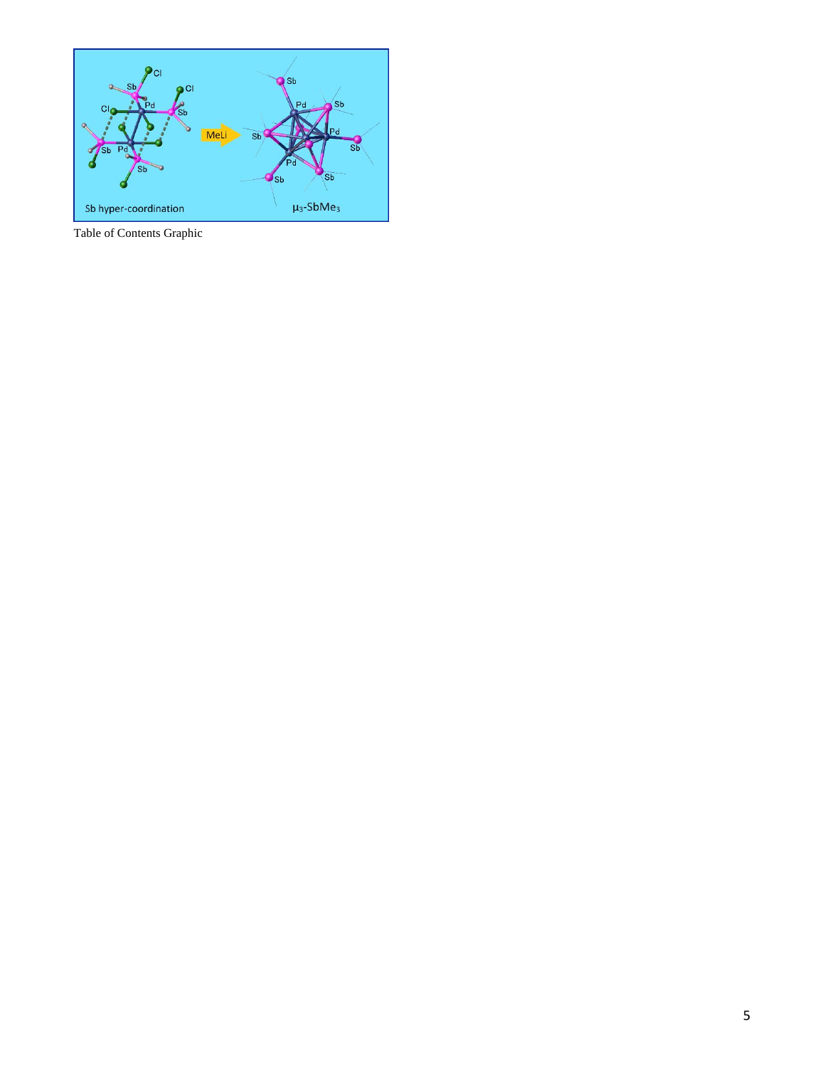Table of Contents Graphic